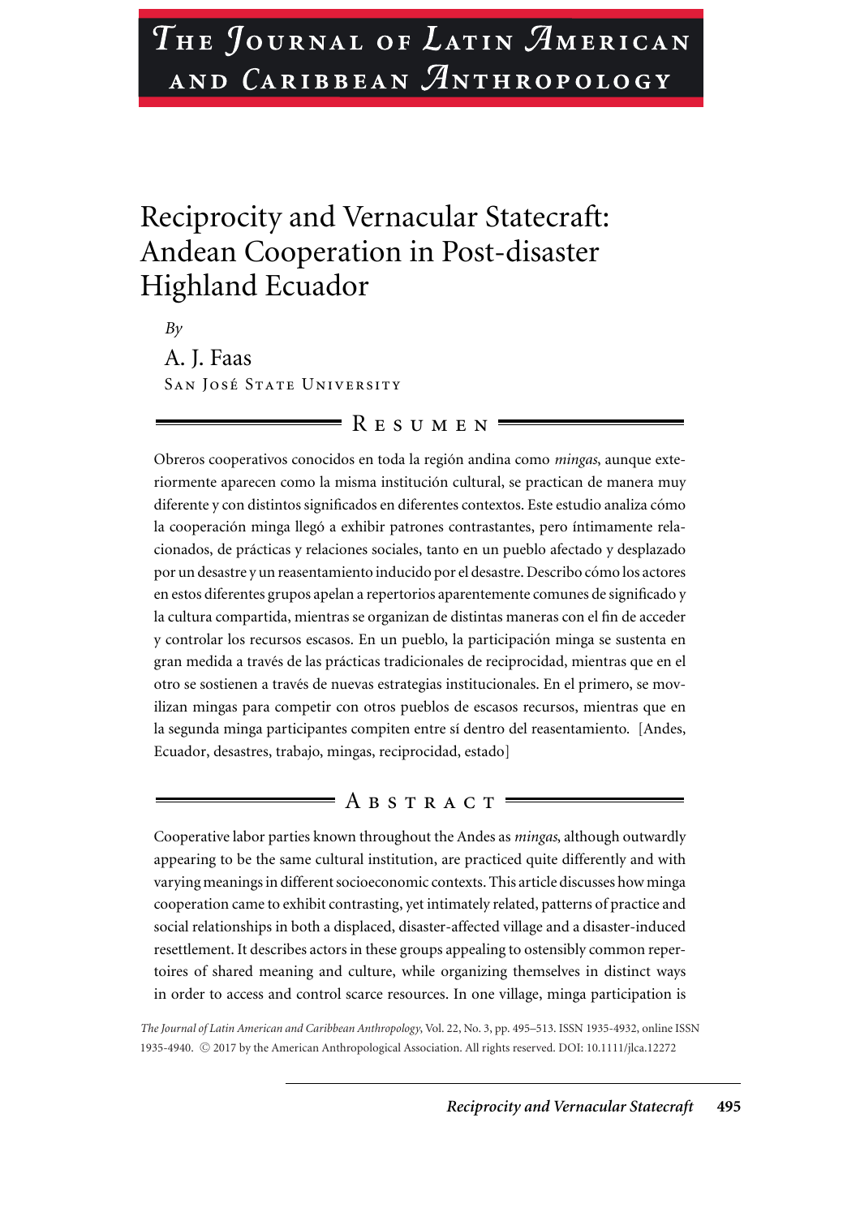# The Journal of Latin American and Caribbean Anthropology

# Reciprocity and Vernacular Statecraft: Andean Cooperation in Post-disaster Highland Ecuador

*By*

A. J. Faas

San José State University

## Resumen

Obreros cooperativos conocidos en toda la región andina como *mingas*, aunque exteriormente aparecen como la misma institución cultural, se practican de manera muy diferente y con distintos significados en diferentes contextos. Este estudio analiza cómo la cooperación minga llegó a exhibir patrones contrastantes, pero íntimamente relacionados, de prácticas y relaciones sociales, tanto en un pueblo afectado y desplazado por un desastre y un reasentamiento inducido por el desastre. Describo cómo los actores en estos diferentes grupos apelan a repertorios aparentemente comunes de significado y la cultura compartida, mientras se organizan de distintas maneras con el fin de acceder y controlar los recursos escasos. En un pueblo, la participación minga se sustenta en gran medida a través de las prácticas tradicionales de reciprocidad, mientras que en el otro se sostienen a través de nuevas estrategias institucionales. En el primero, se movilizan mingas para competir con otros pueblos de escasos recursos, mientras que en la segunda minga participantes compiten entre sí dentro del reasentamiento. [Andes, Ecuador, desastres, trabajo, mingas, reciprocidad, estado]

## Abstract

Cooperative labor parties known throughout the Andes as *mingas*, although outwardly appearing to be the same cultural institution, are practiced quite differently and with varying meanings in different socioeconomic contexts. This article discusses how minga cooperation came to exhibit contrasting, yet intimately related, patterns of practice and social relationships in both a displaced, disaster-affected village and a disaster-induced resettlement. It describes actors in these groups appealing to ostensibly common repertoires of shared meaning and culture, while organizing themselves in distinct ways in order to access and control scarce resources. In one village, minga participation is

*The Journal of Latin American and Caribbean Anthropology*, Vol. 22, No. 3, pp. 495–513. ISSN 1935-4932, online ISSN 1935-4940. © 2017 by the American Anthropological Association. All rights reserved. DOI: 10.1111/jlca.12272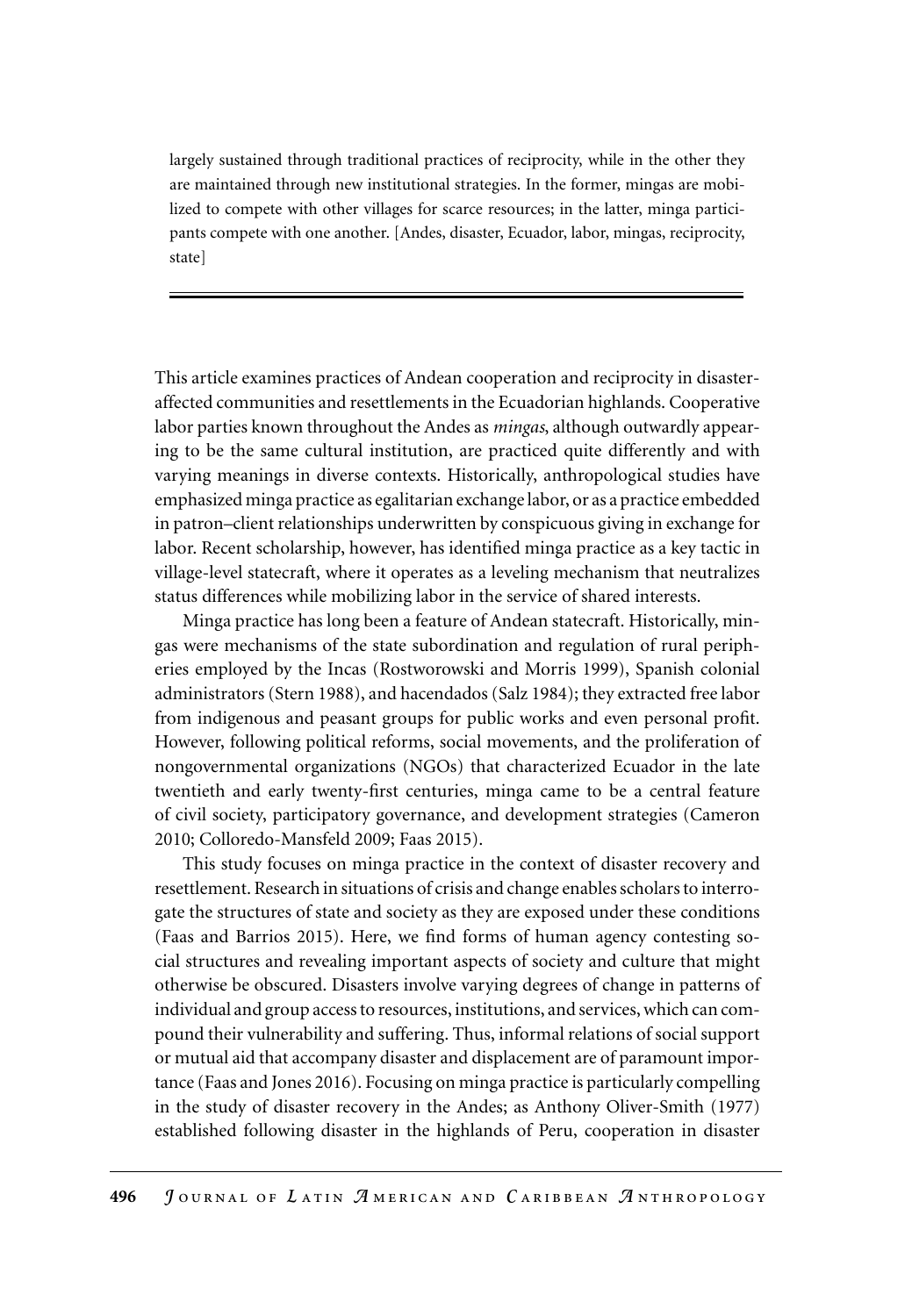largely sustained through traditional practices of reciprocity, while in the other they are maintained through new institutional strategies. In the former, mingas are mobilized to compete with other villages for scarce resources; in the latter, minga participants compete with one another. [Andes, disaster, Ecuador, labor, mingas, reciprocity, state]

---

This article examines practices of Andean cooperation and reciprocity in disaster-affected communities and resettlements in the Ecuadorian highlands. Cooperative labor parties known throughout the Andes as *mingas*, although outwardly appearing to be the same cultural institution, are practiced quite differently and with varying meanings in diverse contexts. Historically, anthropological studies have emphasized minga practice as egalitarian exchange labor, or as a practice embedded in patron–client relationships underwritten by conspicuous giving in exchange for labor. Recent scholarship, however, has identified minga practice as a key tactic in village-level statecraft, where it operates as a leveling mechanism that neutralizes status differences while mobilizing labor in the service of shared interests.

Minga practice has long been a feature of Andean statecraft. Historically, mingas were mechanisms of the state subordination and regulation of rural peripheries employed by the Incas (Rostworowski and Morris 1999), Spanish colonial administrators (Stern 1988), and hacendados (Salz 1984); they extracted free labor from indigenous and peasant groups for public works and even personal profit. However, following political reforms, social movements, and the proliferation of nongovernmental organizations (NGOs) that characterized Ecuador in the late twentieth and early twenty-first centuries, minga came to be a central feature of civil society, participatory governance, and development strategies (Cameron 2010; Colloredo-Mansfeld 2009; Faas 2015).

This study focuses on minga practice in the context of disaster recovery and resettlement. Research in situations of crisis and change enables scholars to interrogate the structures of state and society as they are exposed under these conditions (Faas and Barrios 2015). Here, we find forms of human agency contesting social structures and revealing important aspects of society and culture that might otherwise be obscured. Disasters involve varying degrees of change in patterns of individual and group access to resources, institutions, and services, which can compound their vulnerability and suffering. Thus, informal relations of social support or mutual aid that accompany disaster and displacement are of paramount importance (Faas and Jones 2016). Focusing on minga practice is particularly compelling in the study of disaster recovery in the Andes; as Anthony Oliver-Smith (1977) established following disaster in the highlands of Peru, cooperation in disaster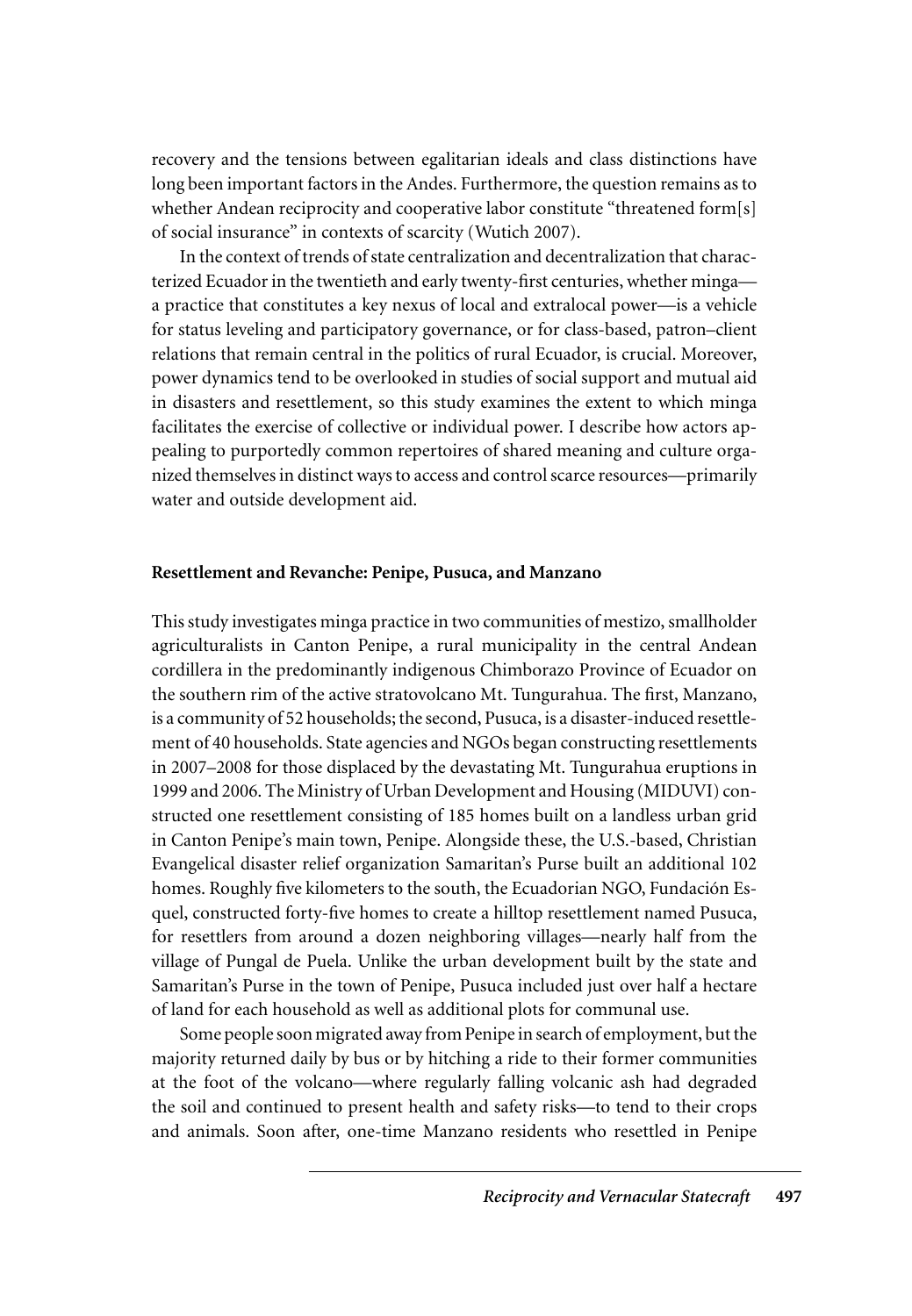recovery and the tensions between egalitarian ideals and class distinctions have long been important factors in the Andes. Furthermore, the question remains as to whether Andean reciprocity and cooperative labor constitute "threatened form[s] of social insurance" in contexts of scarcity (Wutich 2007).

In the context of trends of state centralization and decentralization that characterized Ecuador in the twentieth and early twenty-first centuries, whether minga—a practice that constitutes a key nexus of local and extralocal power—is a vehicle for status leveling and participatory governance, or for class-based, patron–client relations that remain central in the politics of rural Ecuador, is crucial. Moreover, power dynamics tend to be overlooked in studies of social support and mutual aid in disasters and resettlement, so this study examines the extent to which minga facilitates the exercise of collective or individual power. I describe how actors appealing to purportedly common repertoires of shared meaning and culture organized themselves in distinct ways to access and control scarce resources—primarily water and outside development aid.

## Resettlement and Revanche: Penipe, Pusuca, and Manzano

This study investigates minga practice in two communities of mestizo, smallholder agriculturalists in Canton Penipe, a rural municipality in the central Andean cordillera in the predominantly indigenous Chimborazo Province of Ecuador on the southern rim of the active stratovolcano Mt. Tungurahua. The first, Manzano, is a community of 52 households; the second, Pusuca, is a disaster-induced resettlement of 40 households. State agencies and NGOs began constructing resettlements in 2007–2008 for those displaced by the devastating Mt. Tungurahua eruptions in 1999 and 2006. The Ministry of Urban Development and Housing (MIDUVI) constructed one resettlement consisting of 185 homes built on a landless urban grid in Canton Penipe's main town, Penipe. Alongside these, the U.S.-based, Christian Evangelical disaster relief organization Samaritan's Purse built an additional 102 homes. Roughly five kilometers to the south, the Ecuadorian NGO, Fundación Esquel, constructed forty-five homes to create a hilltop resettlement named Pusuca, for resettlers from around a dozen neighboring villages—nearly half from the village of Pungal de Puela. Unlike the urban development built by the state and Samaritan's Purse in the town of Penipe, Pusuca included just over half a hectare of land for each household as well as additional plots for communal use.

Some people soon migrated away from Penipe in search of employment, but the majority returned daily by bus or by hitching a ride to their former communities at the foot of the volcano—where regularly falling volcanic ash had degraded the soil and continued to present health and safety risks—to tend to their crops and animals. Soon after, one-time Manzano residents who resettled in Penipe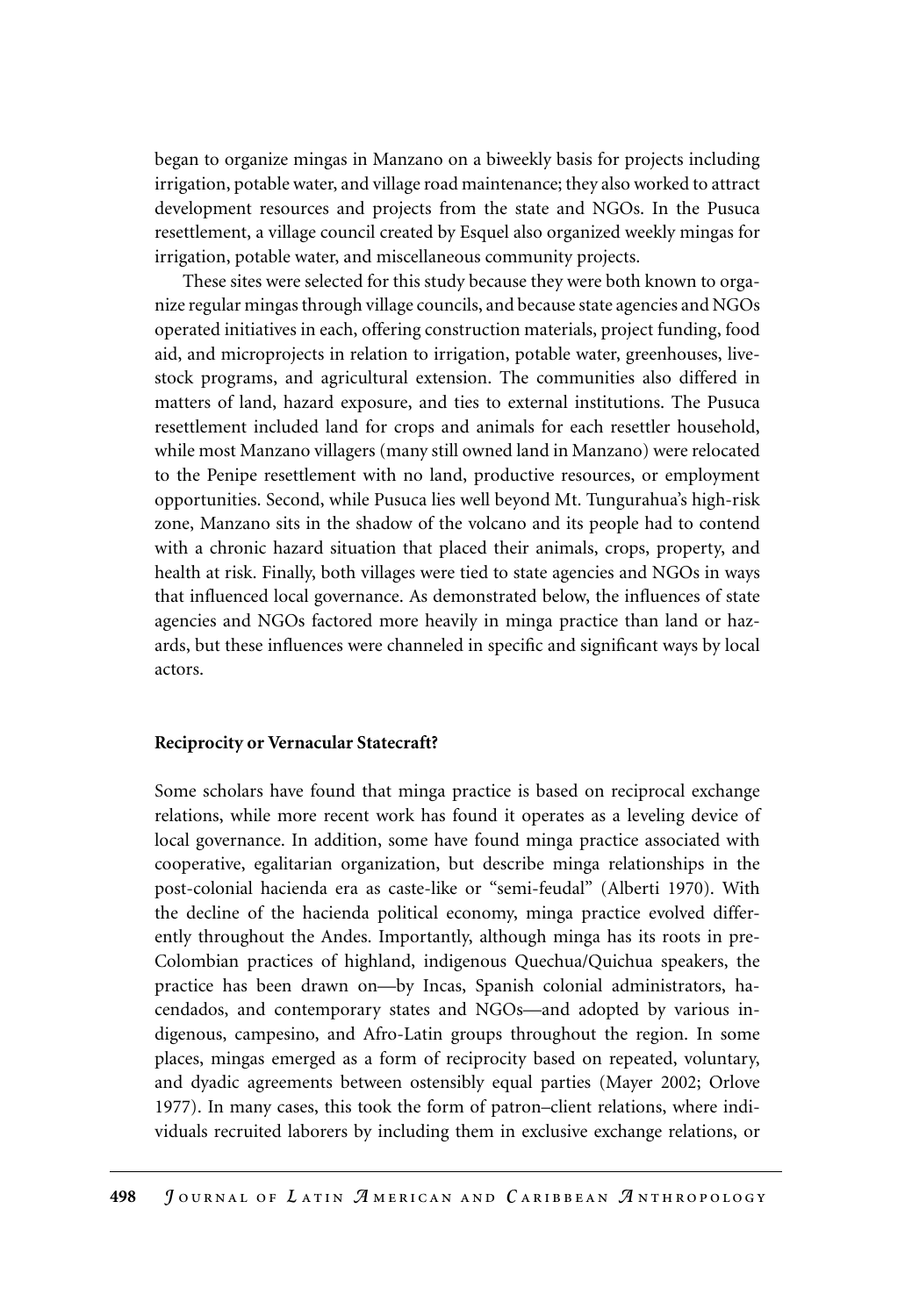began to organize mingas in Manzano on a biweekly basis for projects including irrigation, potable water, and village road maintenance; they also worked to attract development resources and projects from the state and NGOs. In the Pusuca resettlement, a village council created by Esquel also organized weekly mingas for irrigation, potable water, and miscellaneous community projects.

These sites were selected for this study because they were both known to organize regular mingas through village councils, and because state agencies and NGOs operated initiatives in each, offering construction materials, project funding, food aid, and microprojects in relation to irrigation, potable water, greenhouses, livestock programs, and agricultural extension. The communities also differed in matters of land, hazard exposure, and ties to external institutions. The Pusuca resettlement included land for crops and animals for each resettler household, while most Manzano villagers (many still owned land in Manzano) were relocated to the Penipe resettlement with no land, productive resources, or employment opportunities. Second, while Pusuca lies well beyond Mt. Tungurahua's high-risk zone, Manzano sits in the shadow of the volcano and its people had to contend with a chronic hazard situation that placed their animals, crops, property, and health at risk. Finally, both villages were tied to state agencies and NGOs in ways that influenced local governance. As demonstrated below, the influences of state agencies and NGOs factored more heavily in minga practice than land or hazards, but these influences were channeled in specific and significant ways by local actors.

### Reciprocity or Vernacular Statecraft?

Some scholars have found that minga practice is based on reciprocal exchange relations, while more recent work has found it operates as a leveling device of local governance. In addition, some have found minga practice associated with cooperative, egalitarian organization, but describe minga relationships in the post-colonial hacienda era as caste-like or "semi-feudal" (Alberti 1970). With the decline of the hacienda political economy, minga practice evolved differently throughout the Andes. Importantly, although minga has its roots in pre-Colombian practices of highland, indigenous Quechua/Quichua speakers, the practice has been drawn on—by Incas, Spanish colonial administrators, hacendados, and contemporary states and NGOs—and adopted by various indigenous, campesino, and Afro-Latin groups throughout the region. In some places, mingas emerged as a form of reciprocity based on repeated, voluntary, and dyadic agreements between ostensibly equal parties (Mayer 2002; Orlove 1977). In many cases, this took the form of patron–client relations, where individuals recruited laborers by including them in exclusive exchange relations, or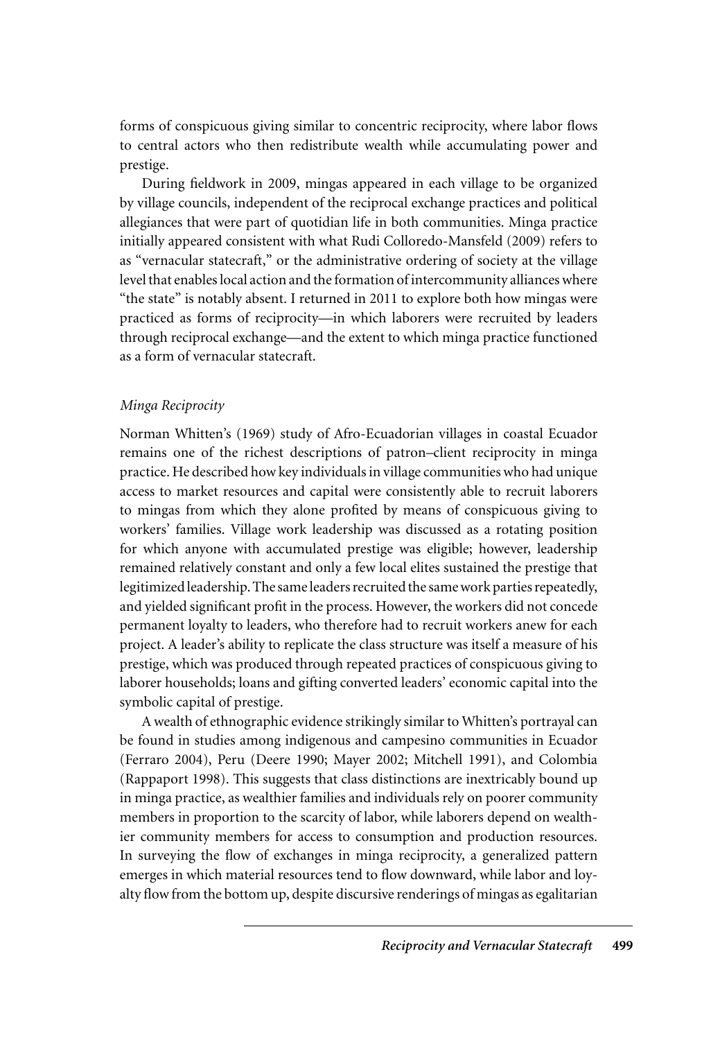forms of conspicuous giving similar to concentric reciprocity, where labor flows to central actors who then redistribute wealth while accumulating power and prestige.

During fieldwork in 2009, mingas appeared in each village to be organized by village councils, independent of the reciprocal exchange practices and political allegiances that were part of quotidian life in both communities. Minga practice initially appeared consistent with what Rudi Colloredo-Mansfeld (2009) refers to as "vernacular statecraft," or the administrative ordering of society at the village level that enables local action and the formation of intercommunity alliances where "the state" is notably absent. I returned in 2011 to explore both how mingas were practiced as forms of reciprocity—in which laborers were recruited by leaders through reciprocal exchange—and the extent to which minga practice functioned as a form of vernacular statecraft.

### *Minga Reciprocity*

Norman Whitten's (1969) study of Afro-Ecuadorian villages in coastal Ecuador remains one of the richest descriptions of patron–client reciprocity in minga practice. He described how key individuals in village communities who had unique access to market resources and capital were consistently able to recruit laborers to mingas from which they alone profited by means of conspicuous giving to workers' families. Village work leadership was discussed as a rotating position for which anyone with accumulated prestige was eligible; however, leadership remained relatively constant and only a few local elites sustained the prestige that legitimized leadership. The same leaders recruited the same work parties repeatedly, and yielded significant profit in the process. However, the workers did not concede permanent loyalty to leaders, who therefore had to recruit workers anew for each project. A leader's ability to replicate the class structure was itself a measure of his prestige, which was produced through repeated practices of conspicuous giving to laborer households; loans and gifting converted leaders' economic capital into the symbolic capital of prestige.

A wealth of ethnographic evidence strikingly similar to Whitten's portrayal can be found in studies among indigenous and campesino communities in Ecuador (Ferraro 2004), Peru (Deere 1990; Mayer 2002; Mitchell 1991), and Colombia (Rappaport 1998). This suggests that class distinctions are inextricably bound up in minga practice, as wealthier families and individuals rely on poorer community members in proportion to the scarcity of labor, while laborers depend on wealthier community members for access to consumption and production resources. In surveying the flow of exchanges in minga reciprocity, a generalized pattern emerges in which material resources tend to flow downward, while labor and loyalty flow from the bottom up, despite discursive renderings of mingas as egalitarian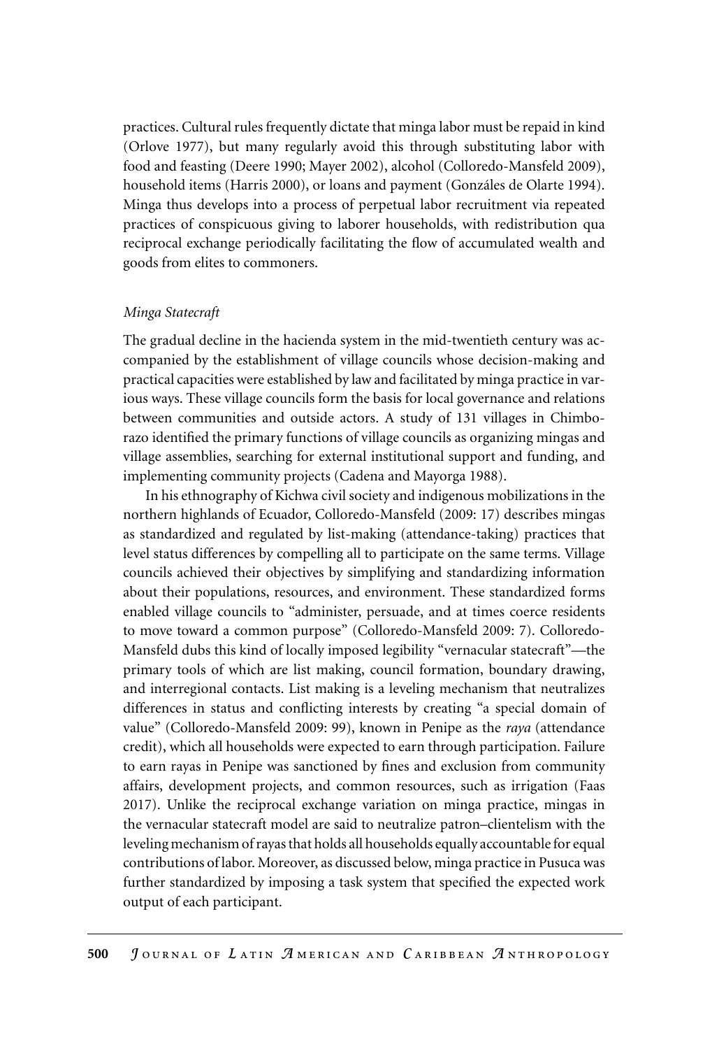practices. Cultural rules frequently dictate that minga labor must be repaid in kind (Orlove 1977), but many regularly avoid this through substituting labor with food and feasting (Deere 1990; Mayer 2002), alcohol (Colloredo-Mansfeld 2009), household items (Harris 2000), or loans and payment (Gonzáles de Olarte 1994). Minga thus develops into a process of perpetual labor recruitment via repeated practices of conspicuous giving to laborer households, with redistribution qua reciprocal exchange periodically facilitating the flow of accumulated wealth and goods from elites to commoners.

### *Minga Statecraft*

The gradual decline in the hacienda system in the mid-twentieth century was accompanied by the establishment of village councils whose decision-making and practical capacities were established by law and facilitated by minga practice in various ways. These village councils form the basis for local governance and relations between communities and outside actors. A study of 131 villages in Chimborazo identified the primary functions of village councils as organizing mingas and village assemblies, searching for external institutional support and funding, and implementing community projects (Cadena and Mayorga 1988).

In his ethnography of Kichwa civil society and indigenous mobilizations in the northern highlands of Ecuador, Colloredo-Mansfeld (2009: 17) describes mingas as standardized and regulated by list-making (attendance-taking) practices that level status differences by compelling all to participate on the same terms. Village councils achieved their objectives by simplifying and standardizing information about their populations, resources, and environment. These standardized forms enabled village councils to "administer, persuade, and at times coerce residents to move toward a common purpose" (Colloredo-Mansfeld 2009: 7). Colloredo-Mansfeld dubs this kind of locally imposed legibility "vernacular statecraft"—the primary tools of which are list making, council formation, boundary drawing, and interregional contacts. List making is a leveling mechanism that neutralizes differences in status and conflicting interests by creating "a special domain of value" (Colloredo-Mansfeld 2009: 99), known in Penipe as the *raya* (attendance credit), which all households were expected to earn through participation. Failure to earn rayas in Penipe was sanctioned by fines and exclusion from community affairs, development projects, and common resources, such as irrigation (Faas 2017). Unlike the reciprocal exchange variation on minga practice, mingas in the vernacular statecraft model are said to neutralize patron–clientelism with the leveling mechanism of rayas that holds all households equally accountable for equal contributions of labor. Moreover, as discussed below, minga practice in Pusuca was further standardized by imposing a task system that specified the expected work output of each participant.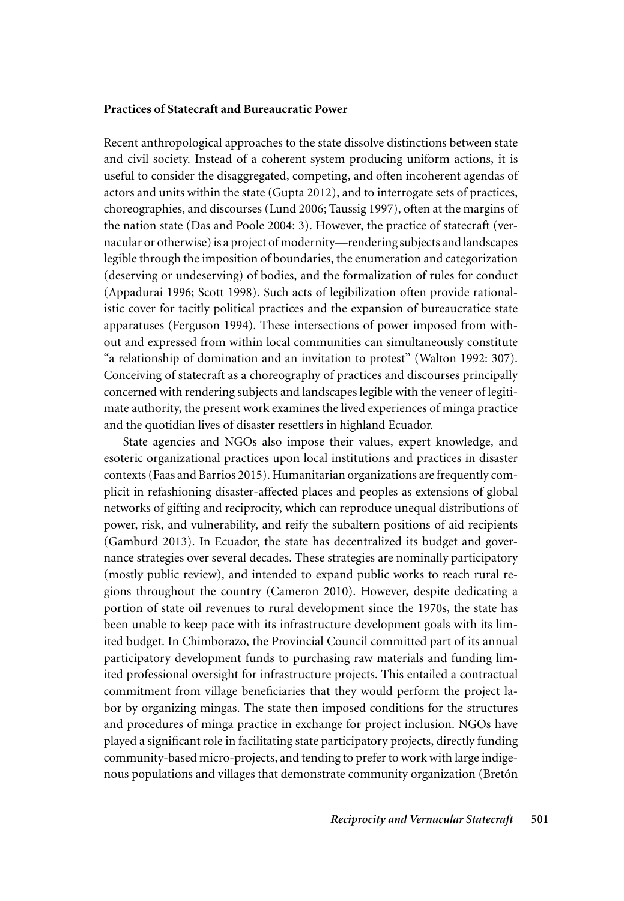**Practices of Statecraft and Bureaucratic Power**

Recent anthropological approaches to the state dissolve distinctions between state and civil society. Instead of a coherent system producing uniform actions, it is useful to consider the disaggregated, competing, and often incoherent agendas of actors and units within the state (Gupta 2012), and to interrogate sets of practices, choreographies, and discourses (Lund 2006; Taussig 1997), often at the margins of the nation state (Das and Poole 2004: 3). However, the practice of statecraft (vernacular or otherwise) is a project of modernity—rendering subjects and landscapes legible through the imposition of boundaries, the enumeration and categorization (deserving or undeserving) of bodies, and the formalization of rules for conduct (Appadurai 1996; Scott 1998). Such acts of legibilization often provide rationalistic cover for tacitly political practices and the expansion of bureaucratice state apparatuses (Ferguson 1994). These intersections of power imposed from without and expressed from within local communities can simultaneously constitute "a relationship of domination and an invitation to protest" (Walton 1992: 307). Conceiving of statecraft as a choreography of practices and discourses principally concerned with rendering subjects and landscapes legible with the veneer of legitimate authority, the present work examines the lived experiences of minga practice and the quotidian lives of disaster resettlers in highland Ecuador.

State agencies and NGOs also impose their values, expert knowledge, and esoteric organizational practices upon local institutions and practices in disaster contexts (Faas and Barrios 2015). Humanitarian organizations are frequently complicit in refashioning disaster-affected places and peoples as extensions of global networks of gifting and reciprocity, which can reproduce unequal distributions of power, risk, and vulnerability, and reify the subaltern positions of aid recipients (Gamburd 2013). In Ecuador, the state has decentralized its budget and governance strategies over several decades. These strategies are nominally participatory (mostly public review), and intended to expand public works to reach rural regions throughout the country (Cameron 2010). However, despite dedicating a portion of state oil revenues to rural development since the 1970s, the state has been unable to keep pace with its infrastructure development goals with its limited budget. In Chimborazo, the Provincial Council committed part of its annual participatory development funds to purchasing raw materials and funding limited professional oversight for infrastructure projects. This entailed a contractual commitment from village beneficiaries that they would perform the project labor by organizing mingas. The state then imposed conditions for the structures and procedures of minga practice in exchange for project inclusion. NGOs have played a significant role in facilitating state participatory projects, directly funding community-based micro-projects, and tending to prefer to work with large indigenous populations and villages that demonstrate community organization (Bretón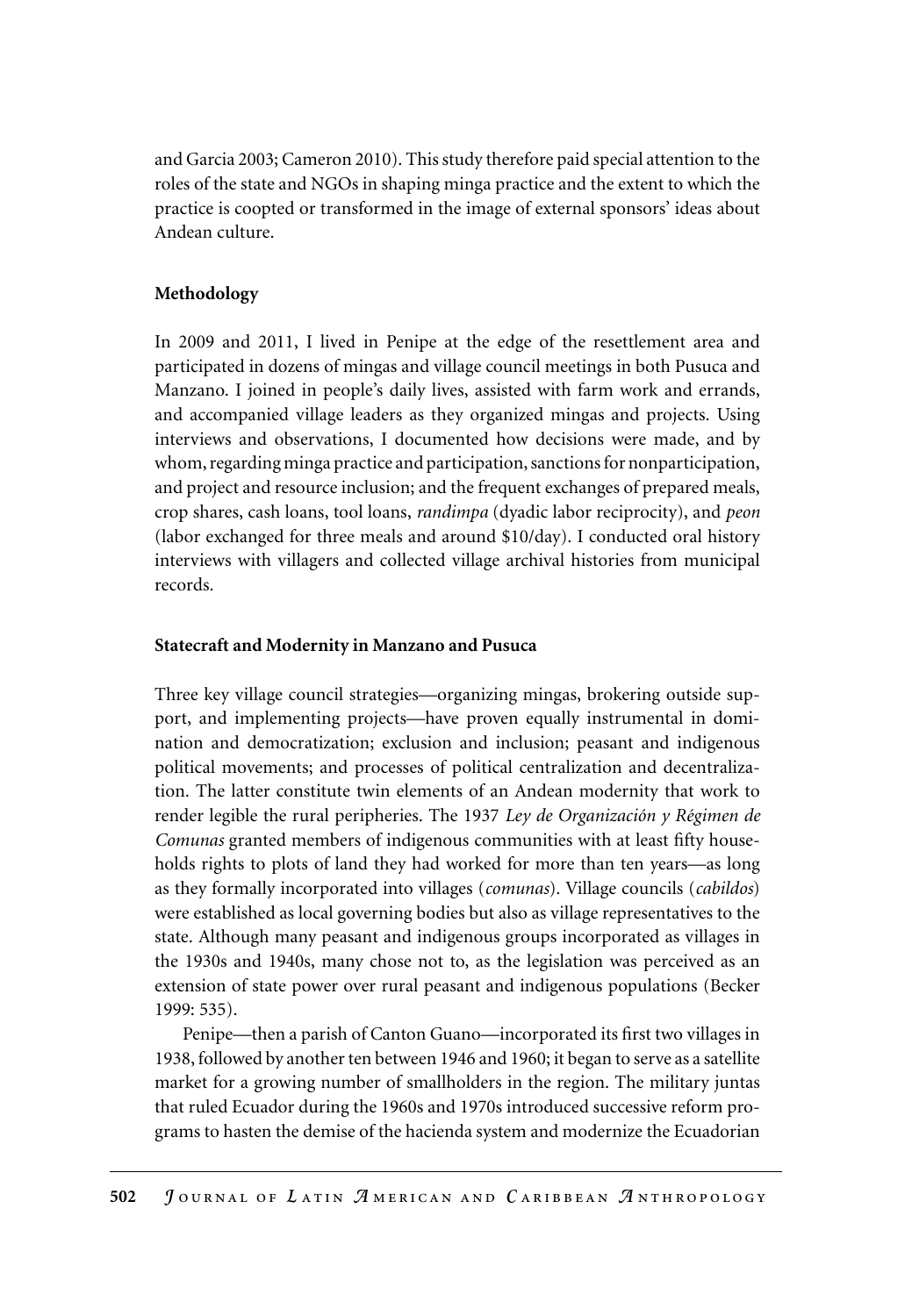and Garcia 2003; Cameron 2010). This study therefore paid special attention to the roles of the state and NGOs in shaping minga practice and the extent to which the practice is coopted or transformed in the image of external sponsors' ideas about Andean culture.

**Methodology**

In 2009 and 2011, I lived in Penipe at the edge of the resettlement area and participated in dozens of mingas and village council meetings in both Pusuca and Manzano. I joined in people's daily lives, assisted with farm work and errands, and accompanied village leaders as they organized mingas and projects. Using interviews and observations, I documented how decisions were made, and by whom, regarding minga practice and participation, sanctions for nonparticipation, and project and resource inclusion; and the frequent exchanges of prepared meals, crop shares, cash loans, tool loans, *randimpa* (dyadic labor reciprocity), and *peon* (labor exchanged for three meals and around $10/day). I conducted oral history interviews with villagers and collected village archival histories from municipal records.

**Statecraft and Modernity in Manzano and Pusuca**

Three key village council strategies—organizing mingas, brokering outside support, and implementing projects—have proven equally instrumental in domination and democratization; exclusion and inclusion; peasant and indigenous political movements; and processes of political centralization and decentralization. The latter constitute twin elements of an Andean modernity that work to render legible the rural peripheries. The 1937 *Ley de Organización y Régimen de Comunas* granted members of indigenous communities with at least fifty households rights to plots of land they had worked for more than ten years—as long as they formally incorporated into villages (*comunas*). Village councils (*cabildos*) were established as local governing bodies but also as village representatives to the state. Although many peasant and indigenous groups incorporated as villages in the 1930s and 1940s, many chose not to, as the legislation was perceived as an extension of state power over rural peasant and indigenous populations (Becker 1999: 535).

Penipe—then a parish of Canton Guano—incorporated its first two villages in 1938, followed by another ten between 1946 and 1960; it began to serve as a satellite market for a growing number of smallholders in the region. The military juntas that ruled Ecuador during the 1960s and 1970s introduced successive reform programs to hasten the demise of the hacienda system and modernize the Ecuadorian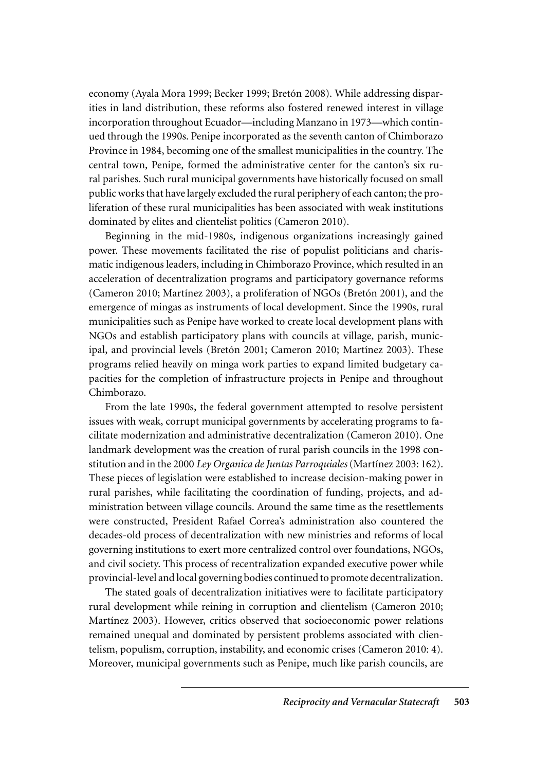economy (Ayala Mora 1999; Becker 1999; Bretón 2008). While addressing disparities in land distribution, these reforms also fostered renewed interest in village incorporation throughout Ecuador—including Manzano in 1973—which continued through the 1990s. Penipe incorporated as the seventh canton of Chimborazo Province in 1984, becoming one of the smallest municipalities in the country. The central town, Penipe, formed the administrative center for the canton's six rural parishes. Such rural municipal governments have historically focused on small public works that have largely excluded the rural periphery of each canton; the proliferation of these rural municipalities has been associated with weak institutions dominated by elites and clientelist politics (Cameron 2010).

Beginning in the mid-1980s, indigenous organizations increasingly gained power. These movements facilitated the rise of populist politicians and charismatic indigenous leaders, including in Chimborazo Province, which resulted in an acceleration of decentralization programs and participatory governance reforms (Cameron 2010; Martínez 2003), a proliferation of NGOs (Bretón 2001), and the emergence of mingas as instruments of local development. Since the 1990s, rural municipalities such as Penipe have worked to create local development plans with NGOs and establish participatory plans with councils at village, parish, municipal, and provincial levels (Bretón 2001; Cameron 2010; Martínez 2003). These programs relied heavily on minga work parties to expand limited budgetary capacities for the completion of infrastructure projects in Penipe and throughout Chimborazo.

From the late 1990s, the federal government attempted to resolve persistent issues with weak, corrupt municipal governments by accelerating programs to facilitate modernization and administrative decentralization (Cameron 2010). One landmark development was the creation of rural parish councils in the 1998 constitution and in the 2000 *Ley Organica de Juntas Parroquiales* (Martínez 2003: 162). These pieces of legislation were established to increase decision-making power in rural parishes, while facilitating the coordination of funding, projects, and administration between village councils. Around the same time as the resettlements were constructed, President Rafael Correa's administration also countered the decades-old process of decentralization with new ministries and reforms of local governing institutions to exert more centralized control over foundations, NGOs, and civil society. This process of recentralization expanded executive power while provincial-level and local governing bodies continued to promote decentralization.

The stated goals of decentralization initiatives were to facilitate participatory rural development while reining in corruption and clientelism (Cameron 2010; Martínez 2003). However, critics observed that socioeconomic power relations remained unequal and dominated by persistent problems associated with clientelism, populism, corruption, instability, and economic crises (Cameron 2010: 4). Moreover, municipal governments such as Penipe, much like parish councils, are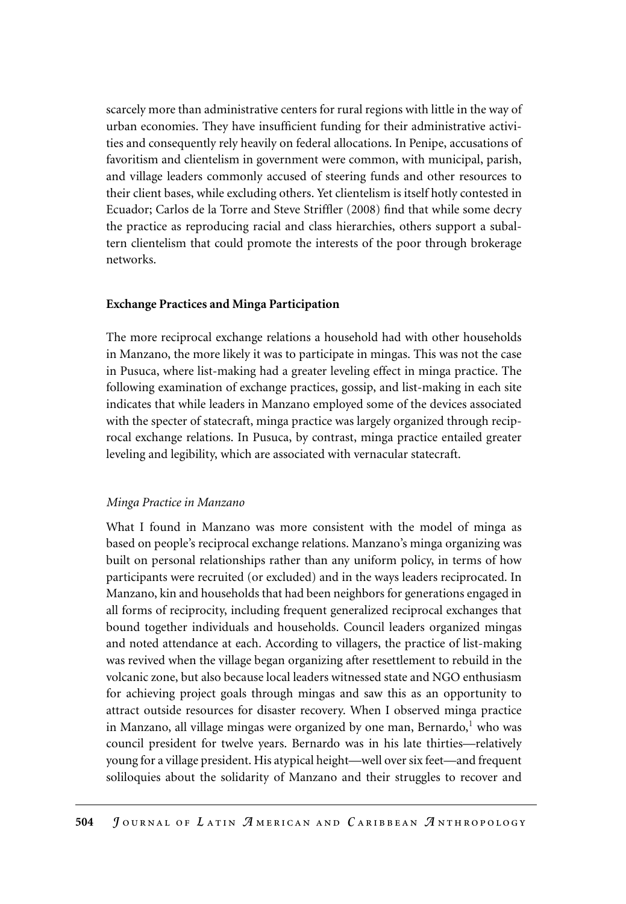scarcely more than administrative centers for rural regions with little in the way of urban economies. They have insufficient funding for their administrative activities and consequently rely heavily on federal allocations. In Penipe, accusations of favoritism and clientelism in government were common, with municipal, parish, and village leaders commonly accused of steering funds and other resources to their client bases, while excluding others. Yet clientelism is itself hotly contested in Ecuador; Carlos de la Torre and Steve Striffler (2008) find that while some decry the practice as reproducing racial and class hierarchies, others support a subaltern clientelism that could promote the interests of the poor through brokerage networks.

## Exchange Practices and Minga Participation

The more reciprocal exchange relations a household had with other households in Manzano, the more likely it was to participate in mingas. This was not the case in Pusuca, where list-making had a greater leveling effect in minga practice. The following examination of exchange practices, gossip, and list-making in each site indicates that while leaders in Manzano employed some of the devices associated with the specter of statecraft, minga practice was largely organized through reciprocal exchange relations. In Pusuca, by contrast, minga practice entailed greater leveling and legibility, which are associated with vernacular statecraft.

### *Minga Practice in Manzano*

What I found in Manzano was more consistent with the model of minga as based on people's reciprocal exchange relations. Manzano's minga organizing was built on personal relationships rather than any uniform policy, in terms of how participants were recruited (or excluded) and in the ways leaders reciprocated. In Manzano, kin and households that had been neighbors for generations engaged in all forms of reciprocity, including frequent generalized reciprocal exchanges that bound together individuals and households. Council leaders organized mingas and noted attendance at each. According to villagers, the practice of list-making was revived when the village began organizing after resettlement to rebuild in the volcanic zone, but also because local leaders witnessed state and NGO enthusiasm for achieving project goals through mingas and saw this as an opportunity to attract outside resources for disaster recovery. When I observed minga practice in Manzano, all village mingas were organized by one man, Bernardo,[1] who was council president for twelve years. Bernardo was in his late thirties—relatively young for a village president. His atypical height—well over six feet—and frequent soliloquies about the solidarity of Manzano and their struggles to recover and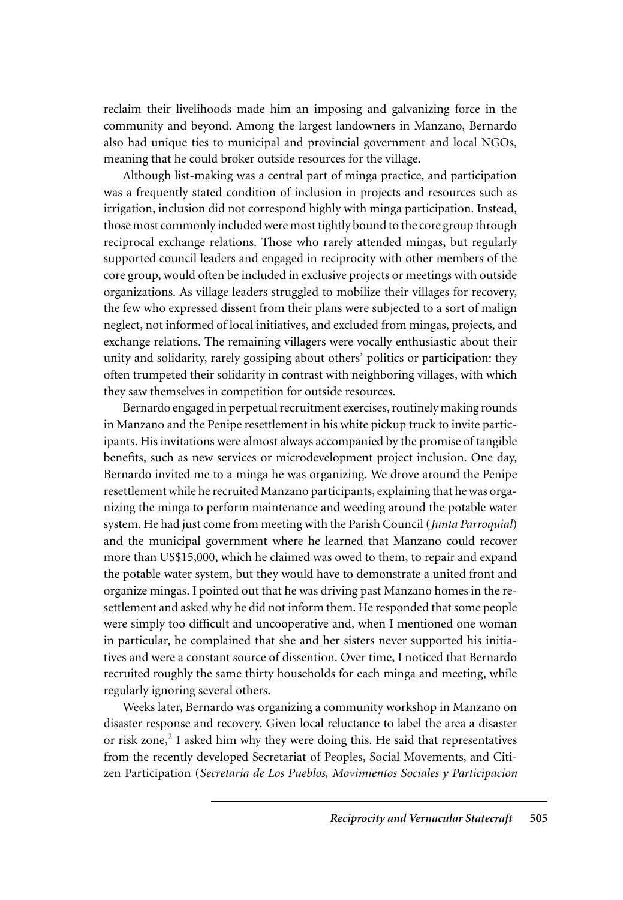reclaim their livelihoods made him an imposing and galvanizing force in the community and beyond. Among the largest landowners in Manzano, Bernardo also had unique ties to municipal and provincial government and local NGOs, meaning that he could broker outside resources for the village.

Although list-making was a central part of minga practice, and participation was a frequently stated condition of inclusion in projects and resources such as irrigation, inclusion did not correspond highly with minga participation. Instead, those most commonly included were most tightly bound to the core group through reciprocal exchange relations. Those who rarely attended mingas, but regularly supported council leaders and engaged in reciprocity with other members of the core group, would often be included in exclusive projects or meetings with outside organizations. As village leaders struggled to mobilize their villages for recovery, the few who expressed dissent from their plans were subjected to a sort of malign neglect, not informed of local initiatives, and excluded from mingas, projects, and exchange relations. The remaining villagers were vocally enthusiastic about their unity and solidarity, rarely gossiping about others' politics or participation: they often trumpeted their solidarity in contrast with neighboring villages, with which they saw themselves in competition for outside resources.

Bernardo engaged in perpetual recruitment exercises, routinely making rounds in Manzano and the Penipe resettlement in his white pickup truck to invite participants. His invitations were almost always accompanied by the promise of tangible benefits, such as new services or microdevelopment project inclusion. One day, Bernardo invited me to a minga he was organizing. We drove around the Penipe resettlement while he recruited Manzano participants, explaining that he was organizing the minga to perform maintenance and weeding around the potable water system. He had just come from meeting with the Parish Council (*Junta Parroquial*) and the municipal government where he learned that Manzano could recover more than US$15,000, which he claimed was owed to them, to repair and expand the potable water system, but they would have to demonstrate a united front and organize mingas. I pointed out that he was driving past Manzano homes in the resettlement and asked why he did not inform them. He responded that some people were simply too difficult and uncooperative and, when I mentioned one woman in particular, he complained that she and her sisters never supported his initiatives and were a constant source of dissention. Over time, I noticed that Bernardo recruited roughly the same thirty households for each minga and meeting, while regularly ignoring several others.

Weeks later, Bernardo was organizing a community workshop in Manzano on disaster response and recovery. Given local reluctance to label the area a disaster or risk zone,[2] I asked him why they were doing this. He said that representatives from the recently developed Secretariat of Peoples, Social Movements, and Citizen Participation (*Secretaria de Los Pueblos, Movimientos Sociales y Participacion*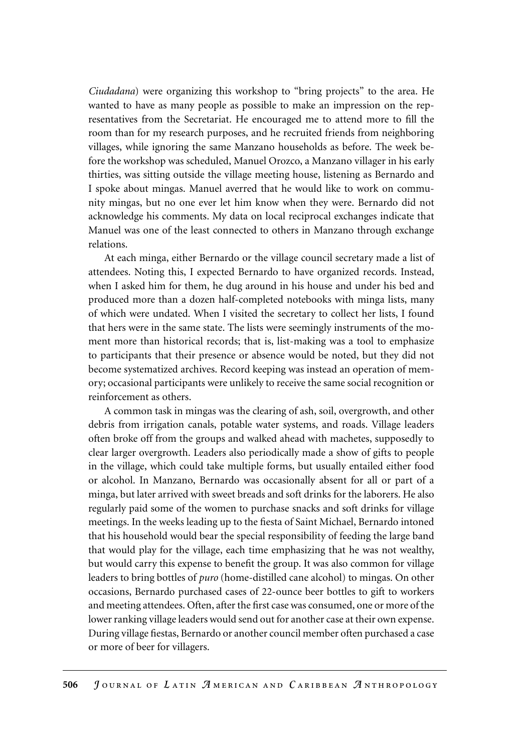*Ciudadana*) were organizing this workshop to "bring projects" to the area. He wanted to have as many people as possible to make an impression on the representatives from the Secretariat. He encouraged me to attend more to fill the room than for my research purposes, and he recruited friends from neighboring villages, while ignoring the same Manzano households as before. The week before the workshop was scheduled, Manuel Orozco, a Manzano villager in his early thirties, was sitting outside the village meeting house, listening as Bernardo and I spoke about mingas. Manuel averred that he would like to work on community mingas, but no one ever let him know when they were. Bernardo did not acknowledge his comments. My data on local reciprocal exchanges indicate that Manuel was one of the least connected to others in Manzano through exchange relations.

At each minga, either Bernardo or the village council secretary made a list of attendees. Noting this, I expected Bernardo to have organized records. Instead, when I asked him for them, he dug around in his house and under his bed and produced more than a dozen half-completed notebooks with minga lists, many of which were undated. When I visited the secretary to collect her lists, I found that hers were in the same state. The lists were seemingly instruments of the moment more than historical records; that is, list-making was a tool to emphasize to participants that their presence or absence would be noted, but they did not become systematized archives. Record keeping was instead an operation of memory; occasional participants were unlikely to receive the same social recognition or reinforcement as others.

A common task in mingas was the clearing of ash, soil, overgrowth, and other debris from irrigation canals, potable water systems, and roads. Village leaders often broke off from the groups and walked ahead with machetes, supposedly to clear larger overgrowth. Leaders also periodically made a show of gifts to people in the village, which could take multiple forms, but usually entailed either food or alcohol. In Manzano, Bernardo was occasionally absent for all or part of a minga, but later arrived with sweet breads and soft drinks for the laborers. He also regularly paid some of the women to purchase snacks and soft drinks for village meetings. In the weeks leading up to the fiesta of Saint Michael, Bernardo intoned that his household would bear the special responsibility of feeding the large band that would play for the village, each time emphasizing that he was not wealthy, but would carry this expense to benefit the group. It was also common for village leaders to bring bottles of *puro* (home-distilled cane alcohol) to mingas. On other occasions, Bernardo purchased cases of 22-ounce beer bottles to gift to workers and meeting attendees. Often, after the first case was consumed, one or more of the lower ranking village leaders would send out for another case at their own expense. During village fiestas, Bernardo or another council member often purchased a case or more of beer for villagers.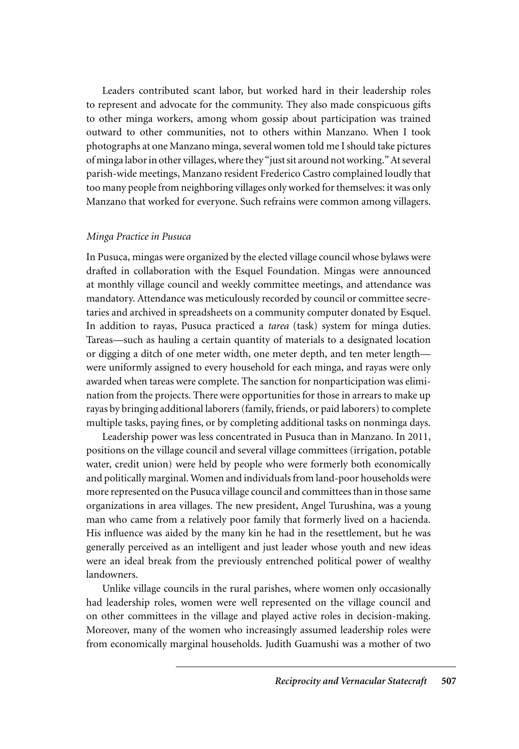Leaders contributed scant labor, but worked hard in their leadership roles to represent and advocate for the community. They also made conspicuous gifts to other minga workers, among whom gossip about participation was trained outward to other communities, not to others within Manzano. When I took photographs at one Manzano minga, several women told me I should take pictures of minga labor in other villages, where they "just sit around not working." At several parish-wide meetings, Manzano resident Frederico Castro complained loudly that too many people from neighboring villages only worked for themselves: it was only Manzano that worked for everyone. Such refrains were common among villagers.

### *Minga Practice in Pusuca*

In Pusuca, mingas were organized by the elected village council whose bylaws were drafted in collaboration with the Esquel Foundation. Mingas were announced at monthly village council and weekly committee meetings, and attendance was mandatory. Attendance was meticulously recorded by council or committee secretaries and archived in spreadsheets on a community computer donated by Esquel. In addition to rayas, Pusuca practiced a *tarea* (task) system for minga duties. Tareas—such as hauling a certain quantity of materials to a designated location or digging a ditch of one meter width, one meter depth, and ten meter length—were uniformly assigned to every household for each minga, and rayas were only awarded when tareas were complete. The sanction for nonparticipation was elimination from the projects. There were opportunities for those in arrears to make up rayas by bringing additional laborers (family, friends, or paid laborers) to complete multiple tasks, paying fines, or by completing additional tasks on nonminga days.

Leadership power was less concentrated in Pusuca than in Manzano. In 2011, positions on the village council and several village committees (irrigation, potable water, credit union) were held by people who were formerly both economically and politically marginal. Women and individuals from land-poor households were more represented on the Pusuca village council and committees than in those same organizations in area villages. The new president, Angel Turushina, was a young man who came from a relatively poor family that formerly lived on a hacienda. His influence was aided by the many kin he had in the resettlement, but he was generally perceived as an intelligent and just leader whose youth and new ideas were an ideal break from the previously entrenched political power of wealthy landowners.

Unlike village councils in the rural parishes, where women only occasionally had leadership roles, women were well represented on the village council and on other committees in the village and played active roles in decision-making. Moreover, many of the women who increasingly assumed leadership roles were from economically marginal households. Judith Guamushi was a mother of two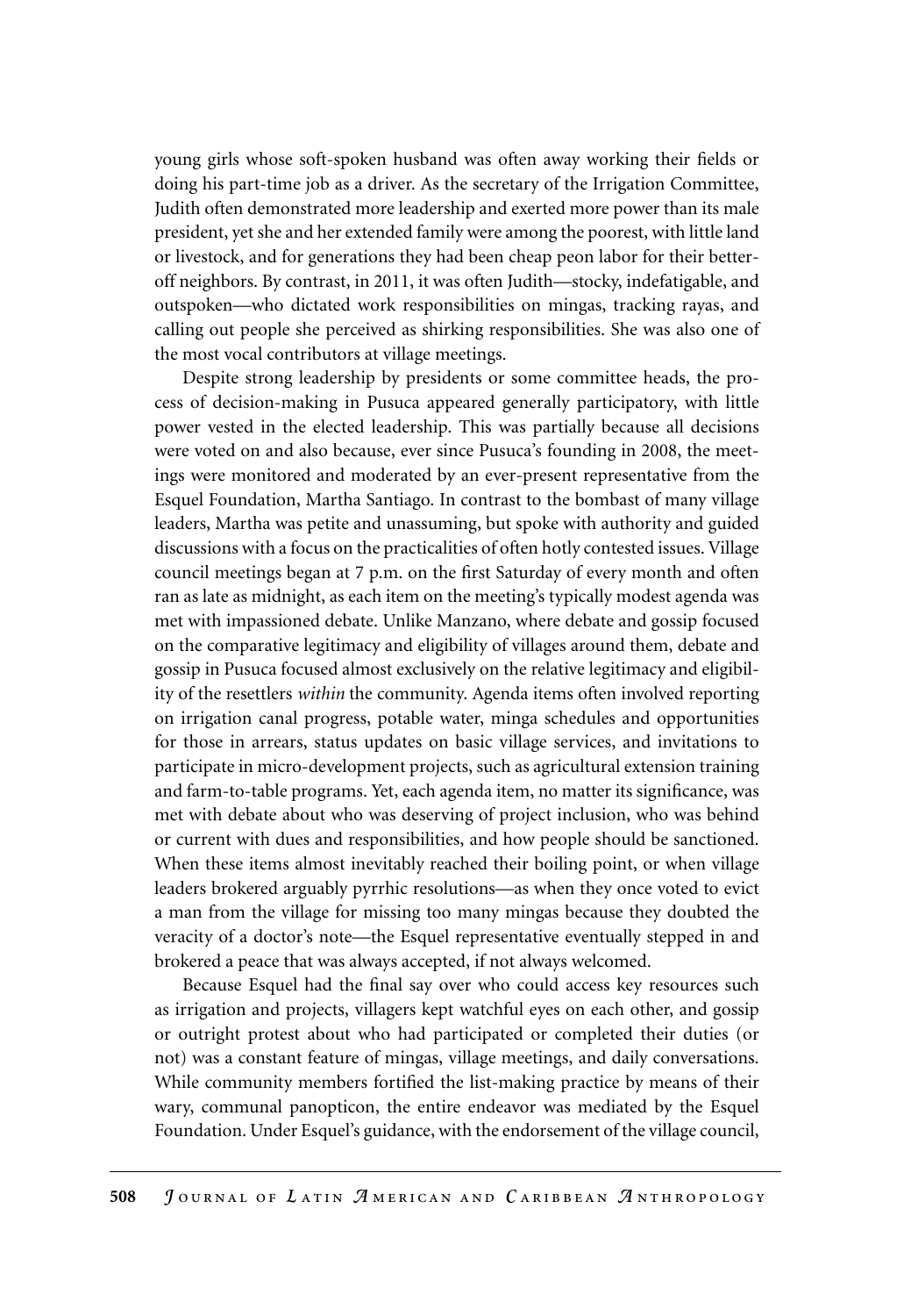young girls whose soft-spoken husband was often away working their fields or doing his part-time job as a driver. As the secretary of the Irrigation Committee, Judith often demonstrated more leadership and exerted more power than its male president, yet she and her extended family were among the poorest, with little land or livestock, and for generations they had been cheap peon labor for their better-off neighbors. By contrast, in 2011, it was often Judith—stocky, indefatigable, and outspoken—who dictated work responsibilities on mingas, tracking rayas, and calling out people she perceived as shirking responsibilities. She was also one of the most vocal contributors at village meetings.

Despite strong leadership by presidents or some committee heads, the process of decision-making in Pusuca appeared generally participatory, with little power vested in the elected leadership. This was partially because all decisions were voted on and also because, ever since Pusuca's founding in 2008, the meetings were monitored and moderated by an ever-present representative from the Esquel Foundation, Martha Santiago. In contrast to the bombast of many village leaders, Martha was petite and unassuming, but spoke with authority and guided discussions with a focus on the practicalities of often hotly contested issues. Village council meetings began at 7 p.m. on the first Saturday of every month and often ran as late as midnight, as each item on the meeting's typically modest agenda was met with impassioned debate. Unlike Manzano, where debate and gossip focused on the comparative legitimacy and eligibility of villages around them, debate and gossip in Pusuca focused almost exclusively on the relative legitimacy and eligibility of the resettlers *within* the community. Agenda items often involved reporting on irrigation canal progress, potable water, minga schedules and opportunities for those in arrears, status updates on basic village services, and invitations to participate in micro-development projects, such as agricultural extension training and farm-to-table programs. Yet, each agenda item, no matter its significance, was met with debate about who was deserving of project inclusion, who was behind or current with dues and responsibilities, and how people should be sanctioned. When these items almost inevitably reached their boiling point, or when village leaders brokered arguably pyrrhic resolutions—as when they once voted to evict a man from the village for missing too many mingas because they doubted the veracity of a doctor's note—the Esquel representative eventually stepped in and brokered a peace that was always accepted, if not always welcomed.

Because Esquel had the final say over who could access key resources such as irrigation and projects, villagers kept watchful eyes on each other, and gossip or outright protest about who had participated or completed their duties (or not) was a constant feature of mingas, village meetings, and daily conversations. While community members fortified the list-making practice by means of their wary, communal panopticon, the entire endeavor was mediated by the Esquel Foundation. Under Esquel's guidance, with the endorsement of the village council,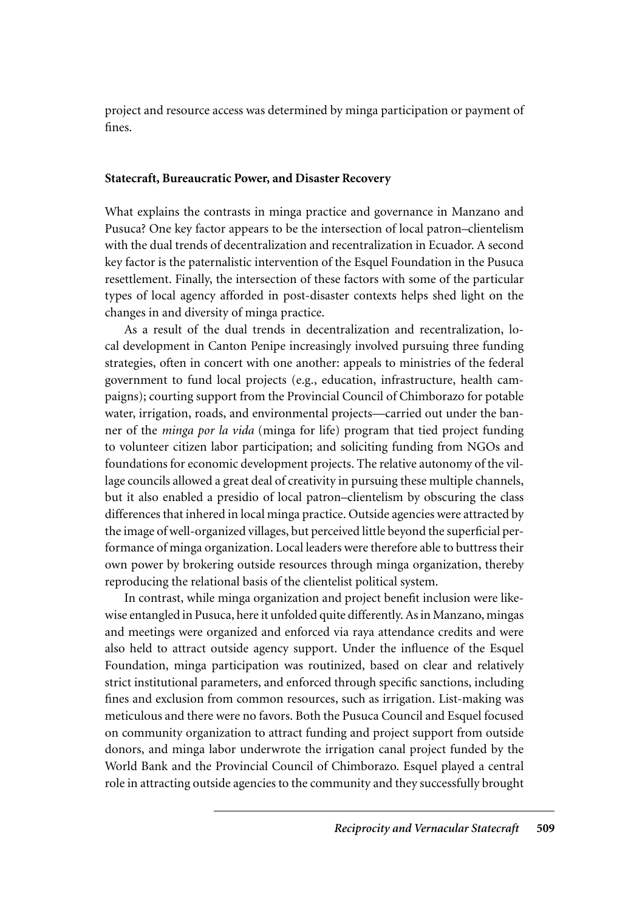project and resource access was determined by minga participation or payment of fines.

**Statecraft, Bureaucratic Power, and Disaster Recovery**

What explains the contrasts in minga practice and governance in Manzano and Pusuca? One key factor appears to be the intersection of local patron–clientelism with the dual trends of decentralization and recentralization in Ecuador. A second key factor is the paternalistic intervention of the Esquel Foundation in the Pusuca resettlement. Finally, the intersection of these factors with some of the particular types of local agency afforded in post-disaster contexts helps shed light on the changes in and diversity of minga practice.

As a result of the dual trends in decentralization and recentralization, local development in Canton Penipe increasingly involved pursuing three funding strategies, often in concert with one another: appeals to ministries of the federal government to fund local projects (e.g., education, infrastructure, health campaigns); courting support from the Provincial Council of Chimborazo for potable water, irrigation, roads, and environmental projects—carried out under the banner of the *minga por la vida* (minga for life) program that tied project funding to volunteer citizen labor participation; and soliciting funding from NGOs and foundations for economic development projects. The relative autonomy of the village councils allowed a great deal of creativity in pursuing these multiple channels, but it also enabled a presidio of local patron–clientelism by obscuring the class differences that inhered in local minga practice. Outside agencies were attracted by the image of well-organized villages, but perceived little beyond the superficial performance of minga organization. Local leaders were therefore able to buttress their own power by brokering outside resources through minga organization, thereby reproducing the relational basis of the clientelist political system.

In contrast, while minga organization and project benefit inclusion were likewise entangled in Pusuca, here it unfolded quite differently. As in Manzano, mingas and meetings were organized and enforced via raya attendance credits and were also held to attract outside agency support. Under the influence of the Esquel Foundation, minga participation was routinized, based on clear and relatively strict institutional parameters, and enforced through specific sanctions, including fines and exclusion from common resources, such as irrigation. List-making was meticulous and there were no favors. Both the Pusuca Council and Esquel focused on community organization to attract funding and project support from outside donors, and minga labor underwrote the irrigation canal project funded by the World Bank and the Provincial Council of Chimborazo. Esquel played a central role in attracting outside agencies to the community and they successfully brought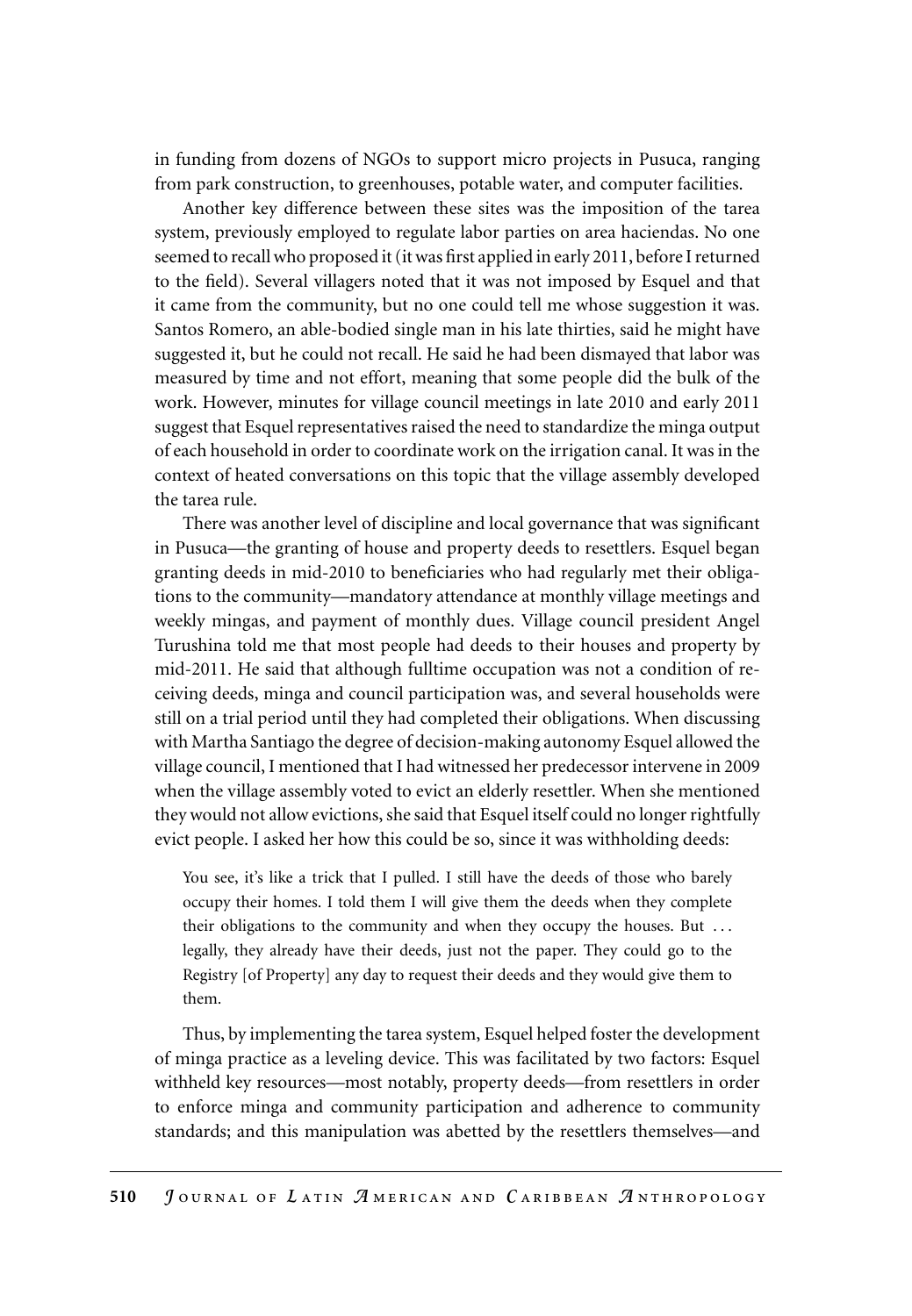in funding from dozens of NGOs to support micro projects in Pusuca, ranging from park construction, to greenhouses, potable water, and computer facilities.

Another key difference between these sites was the imposition of the tarea system, previously employed to regulate labor parties on area haciendas. No one seemed to recall who proposed it (it was first applied in early 2011, before I returned to the field). Several villagers noted that it was not imposed by Esquel and that it came from the community, but no one could tell me whose suggestion it was. Santos Romero, an able-bodied single man in his late thirties, said he might have suggested it, but he could not recall. He said he had been dismayed that labor was measured by time and not effort, meaning that some people did the bulk of the work. However, minutes for village council meetings in late 2010 and early 2011 suggest that Esquel representatives raised the need to standardize the minga output of each household in order to coordinate work on the irrigation canal. It was in the context of heated conversations on this topic that the village assembly developed the tarea rule.

There was another level of discipline and local governance that was significant in Pusuca—the granting of house and property deeds to resettlers. Esquel began granting deeds in mid-2010 to beneficiaries who had regularly met their obligations to the community—mandatory attendance at monthly village meetings and weekly mingas, and payment of monthly dues. Village council president Angel Turushina told me that most people had deeds to their houses and property by mid-2011. He said that although fulltime occupation was not a condition of receiving deeds, minga and council participation was, and several households were still on a trial period until they had completed their obligations. When discussing with Martha Santiago the degree of decision-making autonomy Esquel allowed the village council, I mentioned that I had witnessed her predecessor intervene in 2009 when the village assembly voted to evict an elderly resettler. When she mentioned they would not allow evictions, she said that Esquel itself could no longer rightfully evict people. I asked her how this could be so, since it was withholding deeds:

> You see, it's like a trick that I pulled. I still have the deeds of those who barely occupy their homes. I told them I will give them the deeds when they complete their obligations to the community and when they occupy the houses. But . . . legally, they already have their deeds, just not the paper. They could go to the Registry [of Property] any day to request their deeds and they would give them to them.

Thus, by implementing the tarea system, Esquel helped foster the development of minga practice as a leveling device. This was facilitated by two factors: Esquel withheld key resources—most notably, property deeds—from resettlers in order to enforce minga and community participation and adherence to community standards; and this manipulation was abetted by the resettlers themselves—and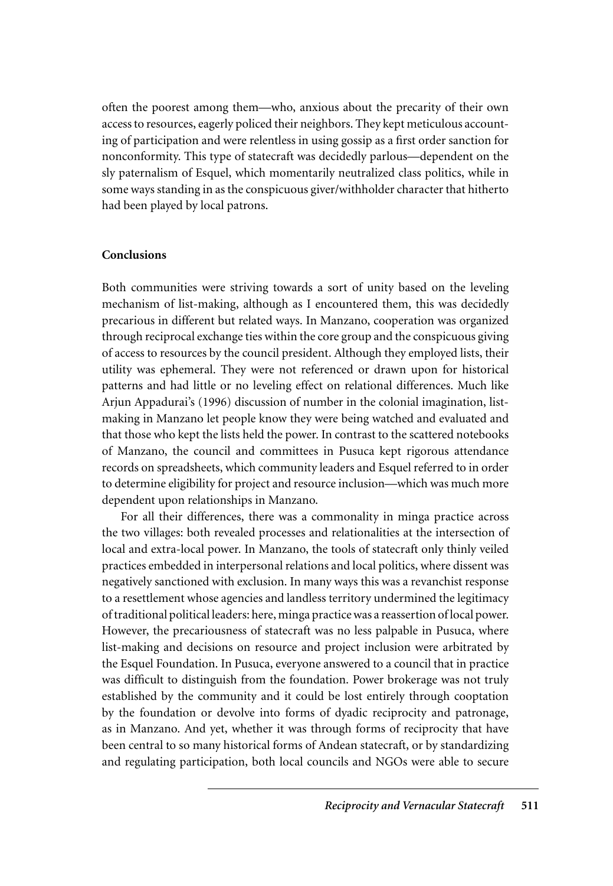often the poorest among them—who, anxious about the precarity of their own access to resources, eagerly policed their neighbors. They kept meticulous accounting of participation and were relentless in using gossip as a first order sanction for nonconformity. This type of statecraft was decidedly parlous—dependent on the sly paternalism of Esquel, which momentarily neutralized class politics, while in some ways standing in as the conspicuous giver/withholder character that hitherto had been played by local patrons.

**Conclusions**

Both communities were striving towards a sort of unity based on the leveling mechanism of list-making, although as I encountered them, this was decidedly precarious in different but related ways. In Manzano, cooperation was organized through reciprocal exchange ties within the core group and the conspicuous giving of access to resources by the council president. Although they employed lists, their utility was ephemeral. They were not referenced or drawn upon for historical patterns and had little or no leveling effect on relational differences. Much like Arjun Appadurai's (1996) discussion of number in the colonial imagination, list-making in Manzano let people know they were being watched and evaluated and that those who kept the lists held the power. In contrast to the scattered notebooks of Manzano, the council and committees in Pusuca kept rigorous attendance records on spreadsheets, which community leaders and Esquel referred to in order to determine eligibility for project and resource inclusion—which was much more dependent upon relationships in Manzano.

For all their differences, there was a commonality in minga practice across the two villages: both revealed processes and relationalities at the intersection of local and extra-local power. In Manzano, the tools of statecraft only thinly veiled practices embedded in interpersonal relations and local politics, where dissent was negatively sanctioned with exclusion. In many ways this was a revanchist response to a resettlement whose agencies and landless territory undermined the legitimacy of traditional political leaders: here, minga practice was a reassertion of local power. However, the precariousness of statecraft was no less palpable in Pusuca, where list-making and decisions on resource and project inclusion were arbitrated by the Esquel Foundation. In Pusuca, everyone answered to a council that in practice was difficult to distinguish from the foundation. Power brokerage was not truly established by the community and it could be lost entirely through cooptation by the foundation or devolve into forms of dyadic reciprocity and patronage, as in Manzano. And yet, whether it was through forms of reciprocity that have been central to so many historical forms of Andean statecraft, or by standardizing and regulating participation, both local councils and NGOs were able to secure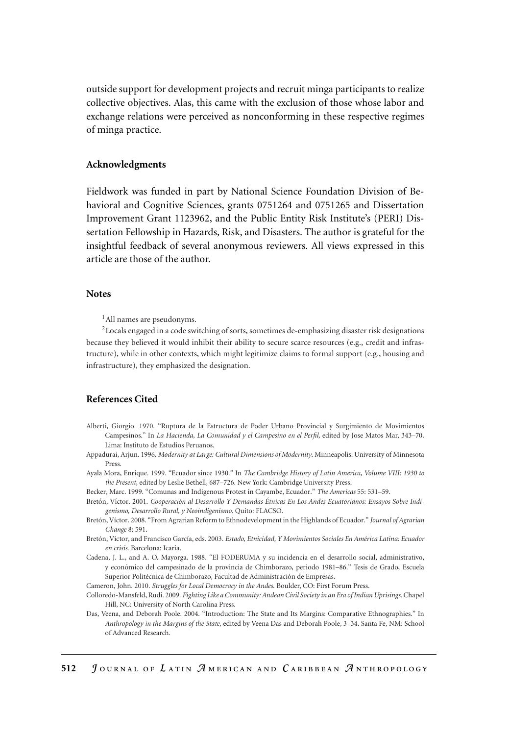outside support for development projects and recruit minga participants to realize collective objectives. Alas, this came with the exclusion of those whose labor and exchange relations were perceived as nonconforming in these respective regimes of minga practice.

## Acknowledgments

Fieldwork was funded in part by National Science Foundation Division of Behavioral and Cognitive Sciences, grants 0751264 and 0751265 and Dissertation Improvement Grant 1123962, and the Public Entity Risk Institute's (PERI) Dissertation Fellowship in Hazards, Risk, and Disasters. The author is grateful for the insightful feedback of several anonymous reviewers. All views expressed in this article are those of the author.

## Notes

[1]All names are pseudonyms.

[2]Locals engaged in a code switching of sorts, sometimes de-emphasizing disaster risk designations because they believed it would inhibit their ability to secure scarce resources (e.g., credit and infrastructure), while in other contexts, which might legitimize claims to formal support (e.g., housing and infrastructure), they emphasized the designation.

## References Cited

Alberti, Giorgio. 1970. "Ruptura de la Estructura de Poder Urbano Provincial y Surgimiento de Movimientos Campesinos." In *La Hacienda, La Comunidad y el Campesino en el Perfil*, edited by Jose Matos Mar, 343–70. Lima: Instituto de Estudios Peruanos.

Appadurai, Arjun. 1996. *Modernity at Large: Cultural Dimensions of Modernity*. Minneapolis: University of Minnesota Press.

Ayala Mora, Enrique. 1999. "Ecuador since 1930." In *The Cambridge History of Latin America, Volume VIII: 1930 to the Present*, edited by Leslie Bethell, 687–726. New York: Cambridge University Press.

Becker, Marc. 1999. "Comunas and Indigenous Protest in Cayambe, Ecuador." *The Americas* 55: 531–59.

Bretón, Víctor. 2001. *Cooperación al Desarrollo Y Demandas Étnicas En Los Andes Ecuatorianos: Ensayos Sobre Indigenismo, Desarrollo Rural, y Neoindigenismo*. Quito: FLACSO.

Bretón, Víctor. 2008. "From Agrarian Reform to Ethnodevelopment in the Highlands of Ecuador." *Journal of Agrarian Change* 8: 591.

Bretón, Víctor, and Francisco García, eds. 2003. *Estado, Etnicidad, Y Movimientos Sociales En América Latina: Ecuador en crisis*. Barcelona: Icaria.

Cadena, J. L., and A. O. Mayorga. 1988. "El FODERUMA y su incidencia en el desarrollo social, administrativo, y económico del campesinado de la provincia de Chimborazo, periodo 1981–86." Tesis de Grado, Escuela Superior Politécnica de Chimborazo, Facultad de Administración de Empresas.

Cameron, John. 2010. *Struggles for Local Democracy in the Andes*. Boulder, CO: First Forum Press.

Colloredo-Mansfeld, Rudi. 2009. *Fighting Like a Community: Andean Civil Society in an Era of Indian Uprisings*. Chapel Hill, NC: University of North Carolina Press.

Das, Veena, and Deborah Poole. 2004. "Introduction: The State and Its Margins: Comparative Ethnographies." In *Anthropology in the Margins of the State*, edited by Veena Das and Deborah Poole, 3–34. Santa Fe, NM: School of Advanced Research.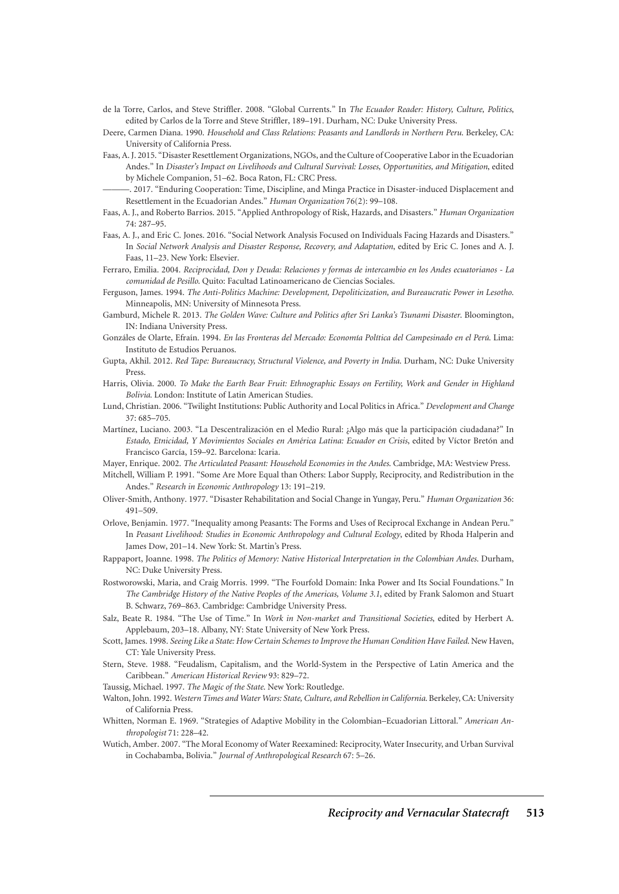de la Torre, Carlos, and Steve Striffler. 2008. "Global Currents." In *The Ecuador Reader: History, Culture, Politics*, edited by Carlos de la Torre and Steve Striffler, 189–191. Durham, NC: Duke University Press.

Deere, Carmen Diana. 1990. *Household and Class Relations: Peasants and Landlords in Northern Peru*. Berkeley, CA: University of California Press.

Faas, A. J. 2015. "Disaster Resettlement Organizations, NGOs, and the Culture of Cooperative Labor in the Ecuadorian Andes." In *Disaster's Impact on Livelihoods and Cultural Survival: Losses, Opportunities, and Mitigation*, edited by Michele Companion, 51–62. Boca Raton, FL: CRC Press.

———. 2017. "Enduring Cooperation: Time, Discipline, and Minga Practice in Disaster-induced Displacement and Resettlement in the Ecuadorian Andes." *Human Organization* 76(2): 99–108.

Faas, A. J., and Roberto Barrios. 2015. "Applied Anthropology of Risk, Hazards, and Disasters." *Human Organization* 74: 287–95.

Faas, A. J., and Eric C. Jones. 2016. "Social Network Analysis Focused on Individuals Facing Hazards and Disasters." In *Social Network Analysis and Disaster Response, Recovery, and Adaptation*, edited by Eric C. Jones and A. J. Faas, 11–23. New York: Elsevier.

Ferraro, Emilia. 2004. *Reciprocidad, Don y Deuda: Relaciones y formas de intercambio en los Andes ecuatorianos - La comunidad de Pesillo*. Quito: Facultad Latinoamericano de Ciencias Sociales.

Ferguson, James. 1994. *The Anti-Politics Machine: Development, Depoliticization, and Bureaucratic Power in Lesotho*. Minneapolis, MN: University of Minnesota Press.

Gamburd, Michele R. 2013. *The Golden Wave: Culture and Politics after Sri Lanka's Tsunami Disaster*. Bloomington, IN: Indiana University Press.

Gonzáles de Olarte, Efraín. 1994. *En las Fronteras del Mercado: Economía Política del Campesinado en el Perú*. Lima: Instituto de Estudios Peruanos.

Gupta, Akhil. 2012. *Red Tape: Bureaucracy, Structural Violence, and Poverty in India*. Durham, NC: Duke University Press.

Harris, Olivia. 2000. *To Make the Earth Bear Fruit: Ethnographic Essays on Fertility, Work and Gender in Highland Bolivia*. London: Institute of Latin American Studies.

Lund, Christian. 2006. "Twilight Institutions: Public Authority and Local Politics in Africa." *Development and Change* 37: 685–705.

Martínez, Luciano. 2003. "La Descentralización en el Medio Rural: ¿Algo más que la participación ciudadana?" In *Estado, Etnicidad, Y Movimientos Sociales en América Latina: Ecuador en Crisis*, edited by Víctor Bretón and Francisco García, 159–92. Barcelona: Icaria.

Mayer, Enrique. 2002. *The Articulated Peasant: Household Economies in the Andes*. Cambridge, MA: Westview Press.

Mitchell, William P. 1991. "Some Are More Equal than Others: Labor Supply, Reciprocity, and Redistribution in the Andes." *Research in Economic Anthropology* 13: 191–219.

Oliver-Smith, Anthony. 1977. "Disaster Rehabilitation and Social Change in Yungay, Peru." *Human Organization* 36: 491–509.

Orlove, Benjamin. 1977. "Inequality among Peasants: The Forms and Uses of Reciprocal Exchange in Andean Peru." In *Peasant Livelihood: Studies in Economic Anthropology and Cultural Ecology*, edited by Rhoda Halperin and James Dow, 201–14. New York: St. Martin's Press.

Rappaport, Joanne. 1998. *The Politics of Memory: Native Historical Interpretation in the Colombian Andes*. Durham, NC: Duke University Press.

Rostworowski, Maria, and Craig Morris. 1999. "The Fourfold Domain: Inka Power and Its Social Foundations." In *The Cambridge History of the Native Peoples of the Americas, Volume 3.1*, edited by Frank Salomon and Stuart B. Schwarz, 769–863. Cambridge: Cambridge University Press.

Salz, Beate R. 1984. "The Use of Time." In *Work in Non-market and Transitional Societies*, edited by Herbert A. Applebaum, 203–18. Albany, NY: State University of New York Press.

Scott, James. 1998. *Seeing Like a State: How Certain Schemes to Improve the Human Condition Have Failed*. New Haven, CT: Yale University Press.

Stern, Steve. 1988. "Feudalism, Capitalism, and the World-System in the Perspective of Latin America and the Caribbean." *American Historical Review* 93: 829–72.

Taussig, Michael. 1997. *The Magic of the State*. New York: Routledge.

Walton, John. 1992. *Western Times and Water Wars: State, Culture, and Rebellion in California*. Berkeley, CA: University of California Press.

Whitten, Norman E. 1969. "Strategies of Adaptive Mobility in the Colombian–Ecuadorian Littoral." *American Anthropologist* 71: 228–42.

Wutich, Amber. 2007. "The Moral Economy of Water Reexamined: Reciprocity, Water Insecurity, and Urban Survival in Cochabamba, Bolivia." *Journal of Anthropological Research* 67: 5–26.